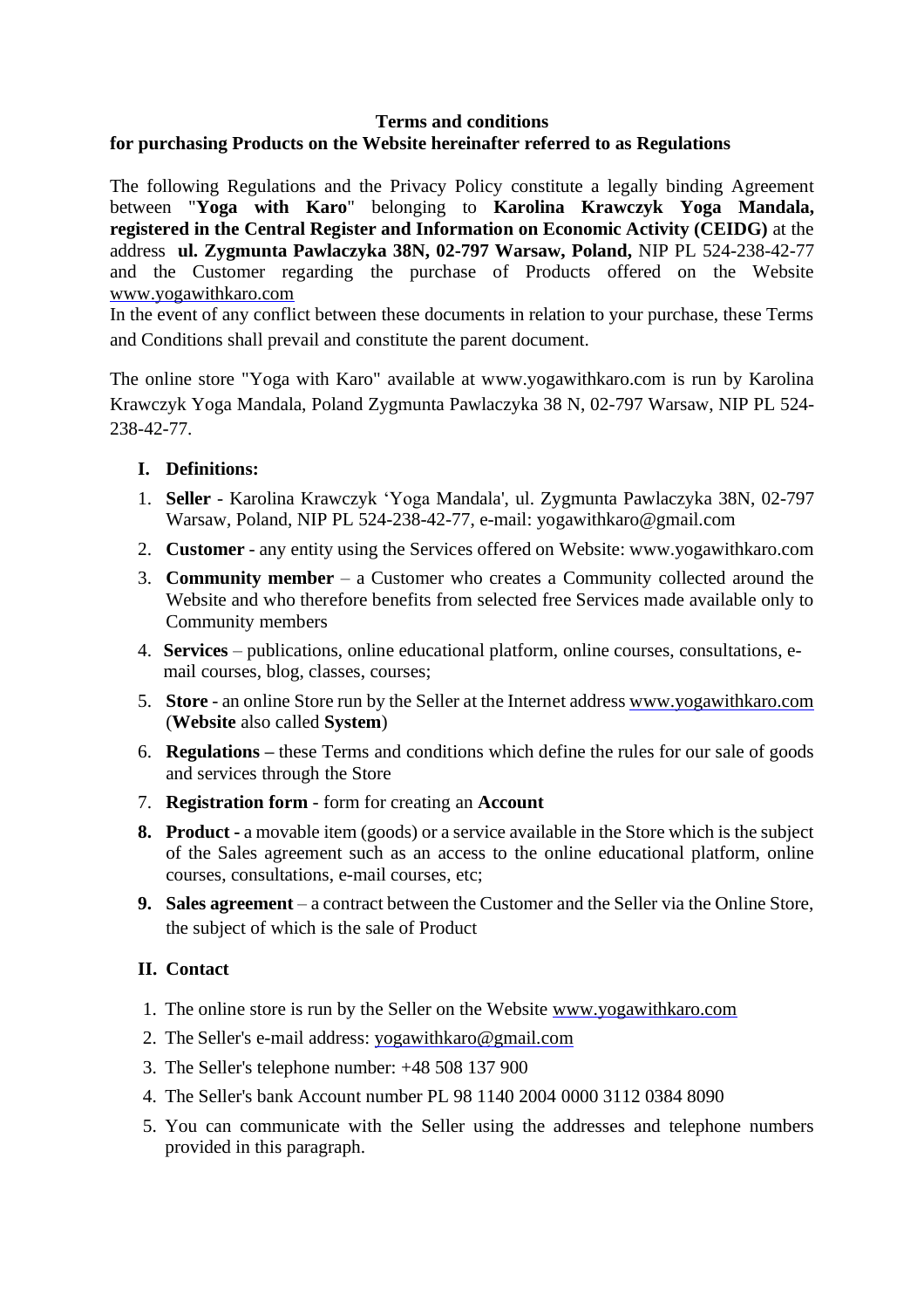**Terms and conditions**
**for purchasing Products on the Website hereinafter referred to as Regulations**

The following Regulations and the Privacy Policy constitute a legally binding Agreement between "**Yoga with Karo**" belonging to **Karolina Krawczyk Yoga Mandala, registered in the Central Register and Information on Economic Activity (CEIDG)** at the address **ul. Zygmunta Pawlaczyka 38N, 02-797 Warsaw, Poland,** NIP PL 524-238-42-77 and the Customer regarding the purchase of Products offered on the Website www.yogawithkaro.com
In the event of any conflict between these documents in relation to your purchase, these Terms and Conditions shall prevail and constitute the parent document.

The online store "Yoga with Karo" available at www.yogawithkaro.com is run by Karolina Krawczyk Yoga Mandala, Poland Zygmunta Pawlaczyka 38 N, 02-797 Warsaw, NIP PL 524-238-42-77.

## I. Definitions:

1. **Seller** - Karolina Krawczyk 'Yoga Mandala', ul. Zygmunta Pawlaczyka 38N, 02-797 Warsaw, Poland, NIP PL 524-238-42-77, e-mail: yogawithkaro@gmail.com
2. **Customer** - any entity using the Services offered on Website: www.yogawithkaro.com
3. **Community member** – a Customer who creates a Community collected around the Website and who therefore benefits from selected free Services made available only to Community members
4. **Services** – publications, online educational platform, online courses, consultations, e-mail courses, blog, classes, courses;
5. **Store** - an online Store run by the Seller at the Internet address www.yogawithkaro.com (**Website** also called **System**)
6. **Regulations –** these Terms and conditions which define the rules for our sale of goods and services through the Store
7. **Registration form** - form for creating an **Account**
8. **Product -** a movable item (goods) or a service available in the Store which is the subject of the Sales agreement such as an access to the online educational platform, online courses, consultations, e-mail courses, etc;
9. **Sales agreement** – a contract between the Customer and the Seller via the Online Store, the subject of which is the sale of Product

## II. Contact

1. The online store is run by the Seller on the Website www.yogawithkaro.com
2. The Seller's e-mail address: yogawithkaro@gmail.com
3. The Seller's telephone number: +48 508 137 900
4. The Seller's bank Account number PL 98 1140 2004 0000 3112 0384 8090
5. You can communicate with the Seller using the addresses and telephone numbers provided in this paragraph.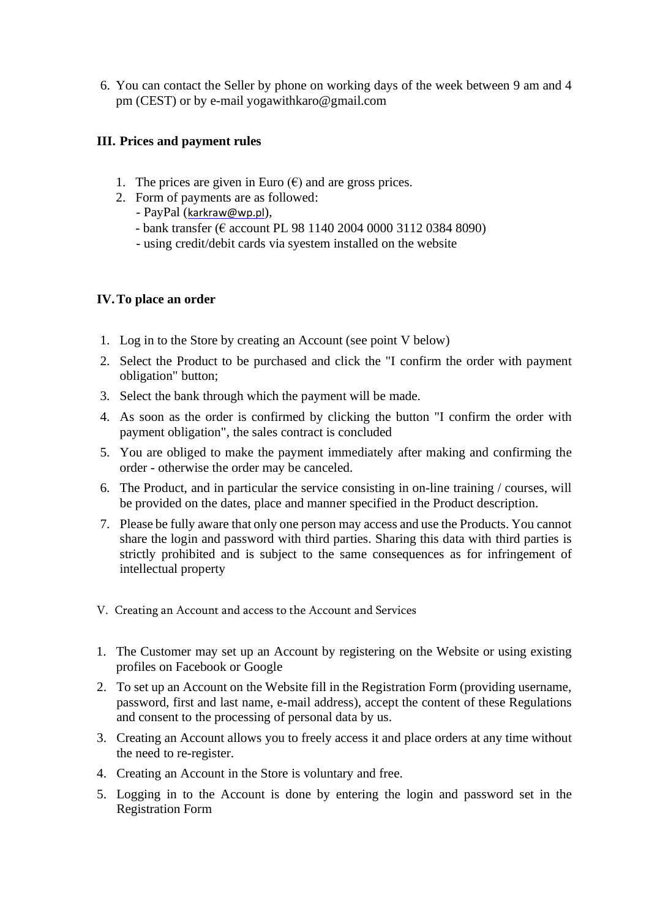6. You can contact the Seller by phone on working days of the week between 9 am and 4 pm (CEST) or by e-mail yogawithkaro@gmail.com

## III. Prices and payment rules

1. The prices are given in Euro (€) and are gross prices.
2. Form of payments are as followed:
   - PayPal (karkraw@wp.pl),
   - bank transfer (€ account PL 98 1140 2004 0000 3112 0384 8090)
   - using credit/debit cards via syestem installed on the website

## IV. To place an order

1. Log in to the Store by creating an Account (see point V below)
2. Select the Product to be purchased and click the "I confirm the order with payment obligation" button;
3. Select the bank through which the payment will be made.
4. As soon as the order is confirmed by clicking the button "I confirm the order with payment obligation", the sales contract is concluded
5. You are obliged to make the payment immediately after making and confirming the order - otherwise the order may be canceled.
6. The Product, and in particular the service consisting in on-line training / courses, will be provided on the dates, place and manner specified in the Product description.
7. Please be fully aware that only one person may access and use the Products. You cannot share the login and password with third parties. Sharing this data with third parties is strictly prohibited and is subject to the same consequences as for infringement of intellectual property

## V. Creating an Account and access to the Account and Services

1. The Customer may set up an Account by registering on the Website or using existing profiles on Facebook or Google
2. To set up an Account on the Website fill in the Registration Form (providing username, password, first and last name, e-mail address), accept the content of these Regulations and consent to the processing of personal data by us.
3. Creating an Account allows you to freely access it and place orders at any time without the need to re-register.
4. Creating an Account in the Store is voluntary and free.
5. Logging in to the Account is done by entering the login and password set in the Registration Form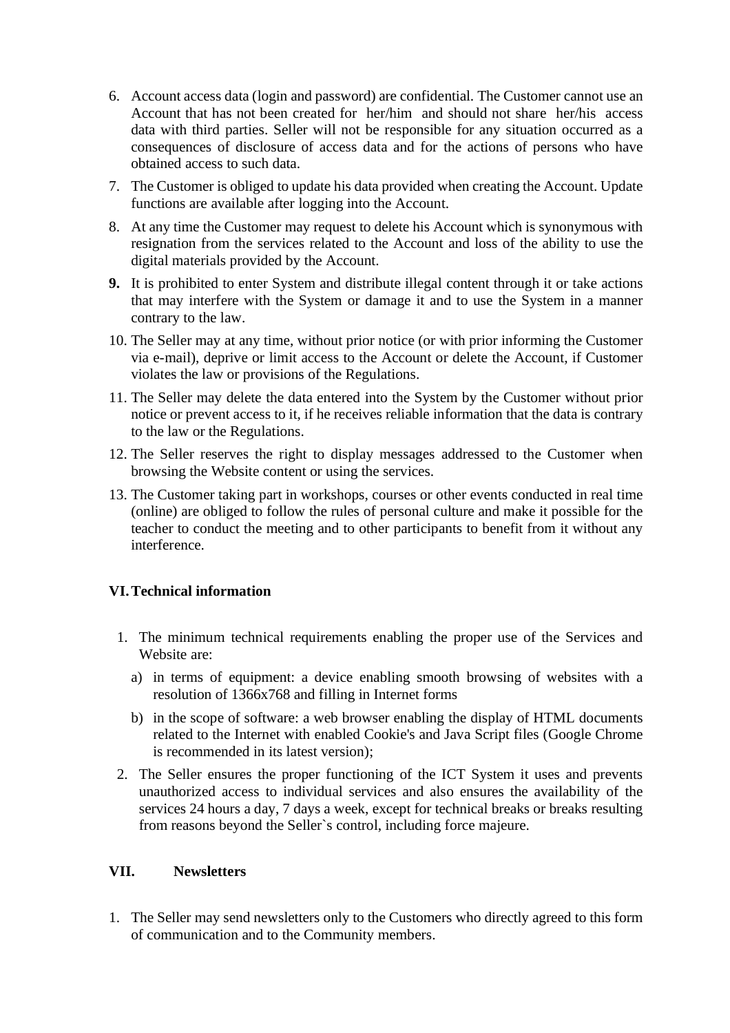6. Account access data (login and password) are confidential. The Customer cannot use an Account that has not been created for her/him and should not share her/his access data with third parties. Seller will not be responsible for any situation occurred as a consequences of disclosure of access data and for the actions of persons who have obtained access to such data.
7. The Customer is obliged to update his data provided when creating the Account. Update functions are available after logging into the Account.
8. At any time the Customer may request to delete his Account which is synonymous with resignation from the services related to the Account and loss of the ability to use the digital materials provided by the Account.
9. It is prohibited to enter System and distribute illegal content through it or take actions that may interfere with the System or damage it and to use the System in a manner contrary to the law.
10. The Seller may at any time, without prior notice (or with prior informing the Customer via e-mail), deprive or limit access to the Account or delete the Account, if Customer violates the law or provisions of the Regulations.
11. The Seller may delete the data entered into the System by the Customer without prior notice or prevent access to it, if he receives reliable information that the data is contrary to the law or the Regulations.
12. The Seller reserves the right to display messages addressed to the Customer when browsing the Website content or using the services.
13. The Customer taking part in workshops, courses or other events conducted in real time (online) are obliged to follow the rules of personal culture and make it possible for the teacher to conduct the meeting and to other participants to benefit from it without any interference.

## VI. Technical information

1. The minimum technical requirements enabling the proper use of the Services and Website are:
   a) in terms of equipment: a device enabling smooth browsing of websites with a resolution of 1366x768 and filling in Internet forms
   b) in the scope of software: a web browser enabling the display of HTML documents related to the Internet with enabled Cookie's and Java Script files (Google Chrome is recommended in its latest version);
2. The Seller ensures the proper functioning of the ICT System it uses and prevents unauthorized access to individual services and also ensures the availability of the services 24 hours a day, 7 days a week, except for technical breaks or breaks resulting from reasons beyond the Seller`s control, including force majeure.

## VII. Newsletters

1. The Seller may send newsletters only to the Customers who directly agreed to this form of communication and to the Community members.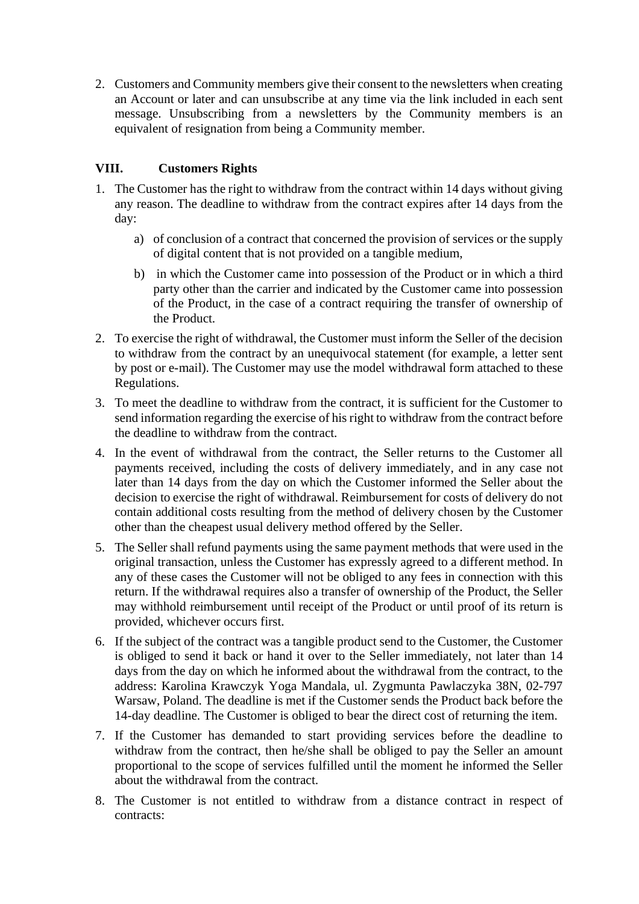2. Customers and Community members give their consent to the newsletters when creating an Account or later and can unsubscribe at any time via the link included in each sent message. Unsubscribing from a newsletters by the Community members is an equivalent of resignation from being a Community member.

## VIII. Customers Rights

1. The Customer has the right to withdraw from the contract within 14 days without giving any reason. The deadline to withdraw from the contract expires after 14 days from the day:
   a) of conclusion of a contract that concerned the provision of services or the supply of digital content that is not provided on a tangible medium,
   b) in which the Customer came into possession of the Product or in which a third party other than the carrier and indicated by the Customer came into possession of the Product, in the case of a contract requiring the transfer of ownership of the Product.
2. To exercise the right of withdrawal, the Customer must inform the Seller of the decision to withdraw from the contract by an unequivocal statement (for example, a letter sent by post or e-mail). The Customer may use the model withdrawal form attached to these Regulations.
3. To meet the deadline to withdraw from the contract, it is sufficient for the Customer to send information regarding the exercise of his right to withdraw from the contract before the deadline to withdraw from the contract.
4. In the event of withdrawal from the contract, the Seller returns to the Customer all payments received, including the costs of delivery immediately, and in any case not later than 14 days from the day on which the Customer informed the Seller about the decision to exercise the right of withdrawal. Reimbursement for costs of delivery do not contain additional costs resulting from the method of delivery chosen by the Customer other than the cheapest usual delivery method offered by the Seller.
5. The Seller shall refund payments using the same payment methods that were used in the original transaction, unless the Customer has expressly agreed to a different method. In any of these cases the Customer will not be obliged to any fees in connection with this return. If the withdrawal requires also a transfer of ownership of the Product, the Seller may withhold reimbursement until receipt of the Product or until proof of its return is provided, whichever occurs first.
6. If the subject of the contract was a tangible product send to the Customer, the Customer is obliged to send it back or hand it over to the Seller immediately, not later than 14 days from the day on which he informed about the withdrawal from the contract, to the address: Karolina Krawczyk Yoga Mandala, ul. Zygmunta Pawlaczyka 38N, 02-797 Warsaw, Poland. The deadline is met if the Customer sends the Product back before the 14-day deadline. The Customer is obliged to bear the direct cost of returning the item.
7. If the Customer has demanded to start providing services before the deadline to withdraw from the contract, then he/she shall be obliged to pay the Seller an amount proportional to the scope of services fulfilled until the moment he informed the Seller about the withdrawal from the contract.
8. The Customer is not entitled to withdraw from a distance contract in respect of contracts: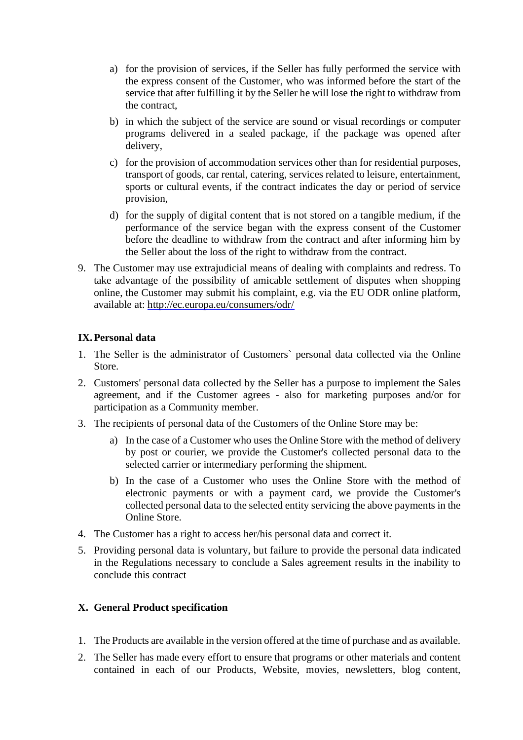a) for the provision of services, if the Seller has fully performed the service with the express consent of the Customer, who was informed before the start of the service that after fulfilling it by the Seller he will lose the right to withdraw from the contract,

b) in which the subject of the service are sound or visual recordings or computer programs delivered in a sealed package, if the package was opened after delivery,

c) for the provision of accommodation services other than for residential purposes, transport of goods, car rental, catering, services related to leisure, entertainment, sports or cultural events, if the contract indicates the day or period of service provision,

d) for the supply of digital content that is not stored on a tangible medium, if the performance of the service began with the express consent of the Customer before the deadline to withdraw from the contract and after informing him by the Seller about the loss of the right to withdraw from the contract.

9. The Customer may use extrajudicial means of dealing with complaints and redress. To take advantage of the possibility of amicable settlement of disputes when shopping online, the Customer may submit his complaint, e.g. via the EU ODR online platform, available at: http://ec.europa.eu/consumers/odr/

## IX. Personal data

1. The Seller is the administrator of Customers` personal data collected via the Online Store.
2. Customers' personal data collected by the Seller has a purpose to implement the Sales agreement, and if the Customer agrees - also for marketing purposes and/or for participation as a Community member.
3. The recipients of personal data of the Customers of the Online Store may be:
   a) In the case of a Customer who uses the Online Store with the method of delivery by post or courier, we provide the Customer's collected personal data to the selected carrier or intermediary performing the shipment.
   b) In the case of a Customer who uses the Online Store with the method of electronic payments or with a payment card, we provide the Customer's collected personal data to the selected entity servicing the above payments in the Online Store.
4. The Customer has a right to access her/his personal data and correct it.
5. Providing personal data is voluntary, but failure to provide the personal data indicated in the Regulations necessary to conclude a Sales agreement results in the inability to conclude this contract

## X. General Product specification

1. The Products are available in the version offered at the time of purchase and as available.
2. The Seller has made every effort to ensure that programs or other materials and content contained in each of our Products, Website, movies, newsletters, blog content,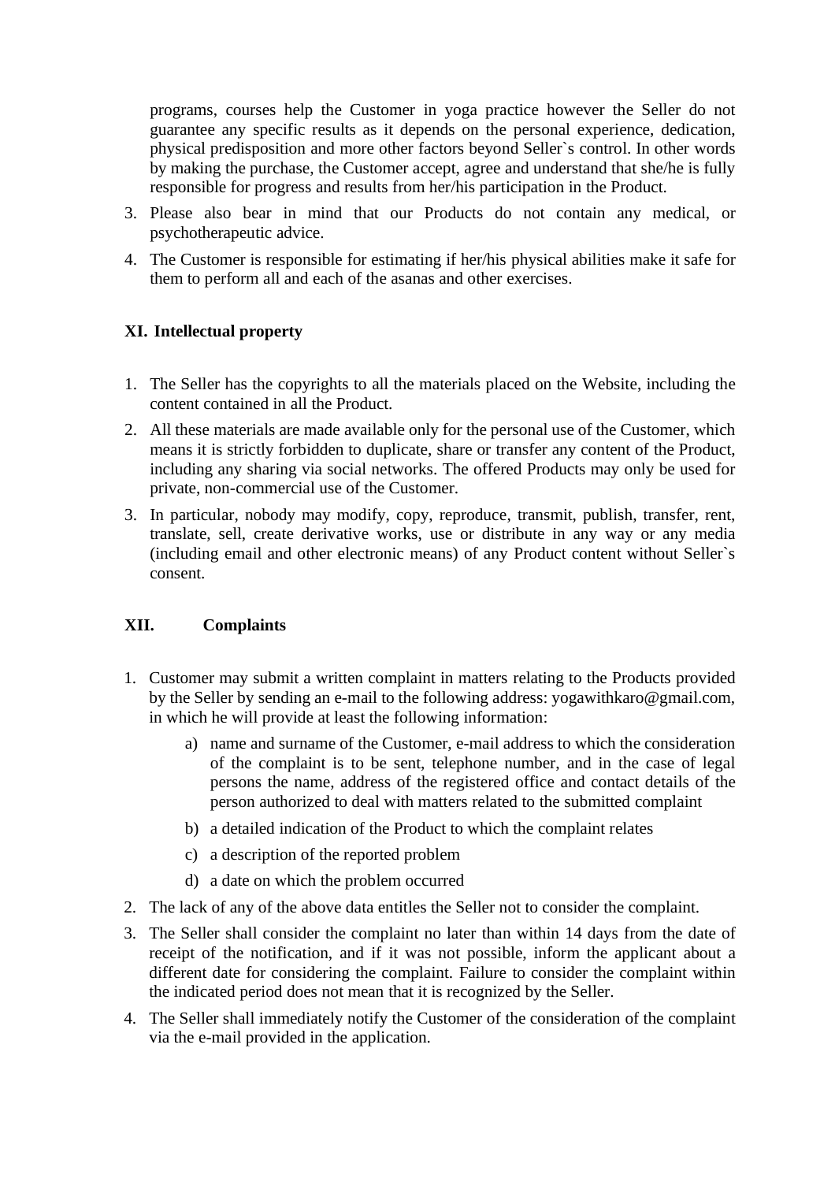programs, courses help the Customer in yoga practice however the Seller do not guarantee any specific results as it depends on the personal experience, dedication, physical predisposition and more other factors beyond Seller`s control. In other words by making the purchase, the Customer accept, agree and understand that she/he is fully responsible for progress and results from her/his participation in the Product.

3. Please also bear in mind that our Products do not contain any medical, or psychotherapeutic advice.
4. The Customer is responsible for estimating if her/his physical abilities make it safe for them to perform all and each of the asanas and other exercises.

## XI. Intellectual property

1. The Seller has the copyrights to all the materials placed on the Website, including the content contained in all the Product.
2. All these materials are made available only for the personal use of the Customer, which means it is strictly forbidden to duplicate, share or transfer any content of the Product, including any sharing via social networks. The offered Products may only be used for private, non-commercial use of the Customer.
3. In particular, nobody may modify, copy, reproduce, transmit, publish, transfer, rent, translate, sell, create derivative works, use or distribute in any way or any media (including email and other electronic means) of any Product content without Seller`s consent.

## XII. Complaints

1. Customer may submit a written complaint in matters relating to the Products provided by the Seller by sending an e-mail to the following address: yogawithkaro@gmail.com, in which he will provide at least the following information:
    a) name and surname of the Customer, e-mail address to which the consideration of the complaint is to be sent, telephone number, and in the case of legal persons the name, address of the registered office and contact details of the person authorized to deal with matters related to the submitted complaint
    b) a detailed indication of the Product to which the complaint relates
    c) a description of the reported problem
    d) a date on which the problem occurred
2. The lack of any of the above data entitles the Seller not to consider the complaint.
3. The Seller shall consider the complaint no later than within 14 days from the date of receipt of the notification, and if it was not possible, inform the applicant about a different date for considering the complaint. Failure to consider the complaint within the indicated period does not mean that it is recognized by the Seller.
4. The Seller shall immediately notify the Customer of the consideration of the complaint via the e-mail provided in the application.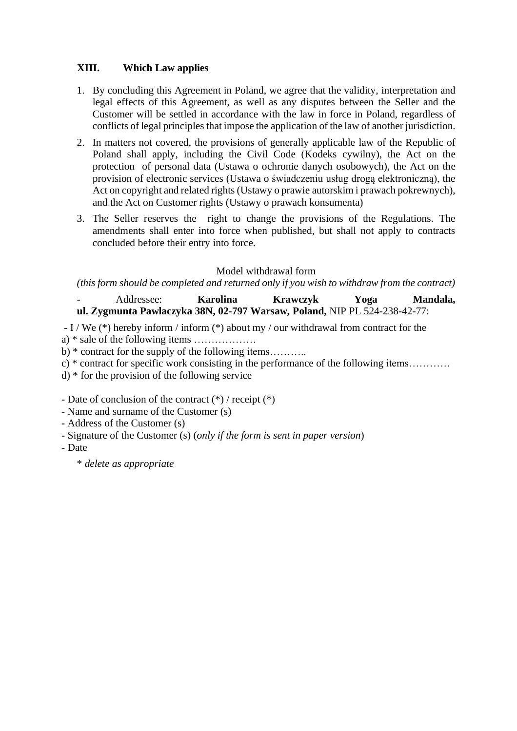## XIII. Which Law applies

1. By concluding this Agreement in Poland, we agree that the validity, interpretation and legal effects of this Agreement, as well as any disputes between the Seller and the Customer will be settled in accordance with the law in force in Poland, regardless of conflicts of legal principles that impose the application of the law of another jurisdiction.
2. In matters not covered, the provisions of generally applicable law of the Republic of Poland shall apply, including the Civil Code (Kodeks cywilny), the Act on the protection of personal data (Ustawa o ochronie danych osobowych), the Act on the provision of electronic services (Ustawa o świadczeniu usług drogą elektroniczną), the Act on copyright and related rights (Ustawy o prawie autorskim i prawach pokrewnych), and the Act on Customer rights (Ustawy o prawach konsumenta)
3. The Seller reserves the right to change the provisions of the Regulations. The amendments shall enter into force when published, but shall not apply to contracts concluded before their entry into force.

Model withdrawal form

*(this form should be completed and returned only if you wish to withdraw from the contract)*

- Addressee: **Karolina Krawczyk Yoga Mandala, ul. Zygmunta Pawlaczyka 38N, 02-797 Warsaw, Poland,** NIP PL 524-238-42-77:

- I / We (*) hereby inform / inform (*) about my / our withdrawal from contract for the

a) * sale of the following items ………………
b) * contract for the supply of the following items………..
c) * contract for specific work consisting in the performance of the following items…………
d) * for the provision of the following service

- Date of conclusion of the contract (*) / receipt (*)
- Name and surname of the Customer (s)
- Address of the Customer (s)
- Signature of the Customer (s) (*only if the form is sent in paper version*)
- Date

\* *delete as appropriate*